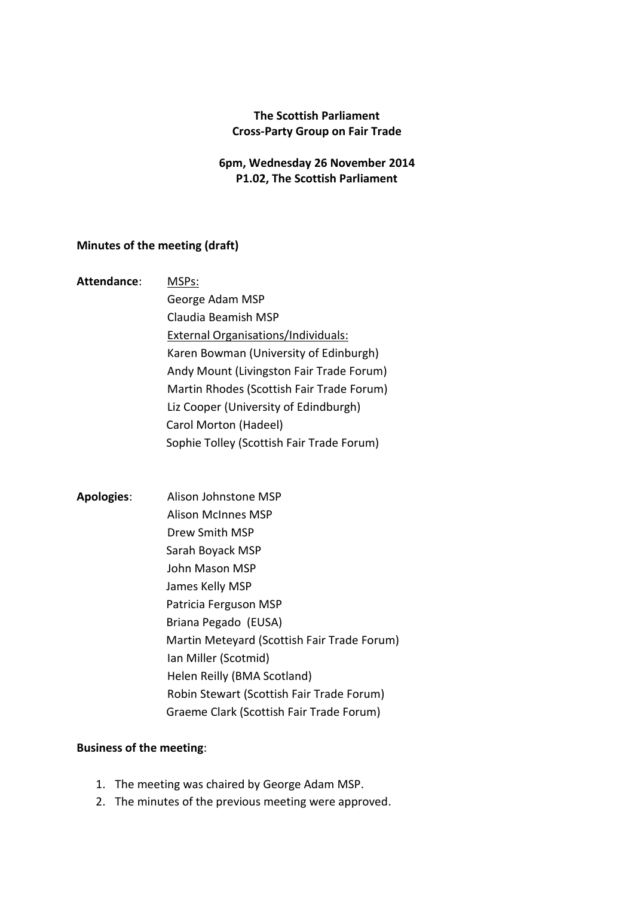**The Scottish Parliament**
**Cross-Party Group on Fair Trade**

**6pm, Wednesday 26 November 2014**
**P1.02, The Scottish Parliament**

**Minutes of the meeting (draft)**

**Attendance**:

MSPs:

- George Adam MSP
- Claudia Beamish MSP

External Organisations/Individuals:

- Karen Bowman (University of Edinburgh)
- Andy Mount (Livingston Fair Trade Forum)
- Martin Rhodes (Scottish Fair Trade Forum)
- Liz Cooper (University of Edindburgh)
- Carol Morton (Hadeel)
- Sophie Tolley (Scottish Fair Trade Forum)

**Apologies**:

- Alison Johnstone MSP
- Alison McInnes MSP
- Drew Smith MSP
- Sarah Boyack MSP
- John Mason MSP
- James Kelly MSP
- Patricia Ferguson MSP
- Briana Pegado (EUSA)
- Martin Meteyard (Scottish Fair Trade Forum)
- Ian Miller (Scotmid)
- Helen Reilly (BMA Scotland)
- Robin Stewart (Scottish Fair Trade Forum)
- Graeme Clark (Scottish Fair Trade Forum)

**Business of the meeting**:

1. The meeting was chaired by George Adam MSP.
2. The minutes of the previous meeting were approved.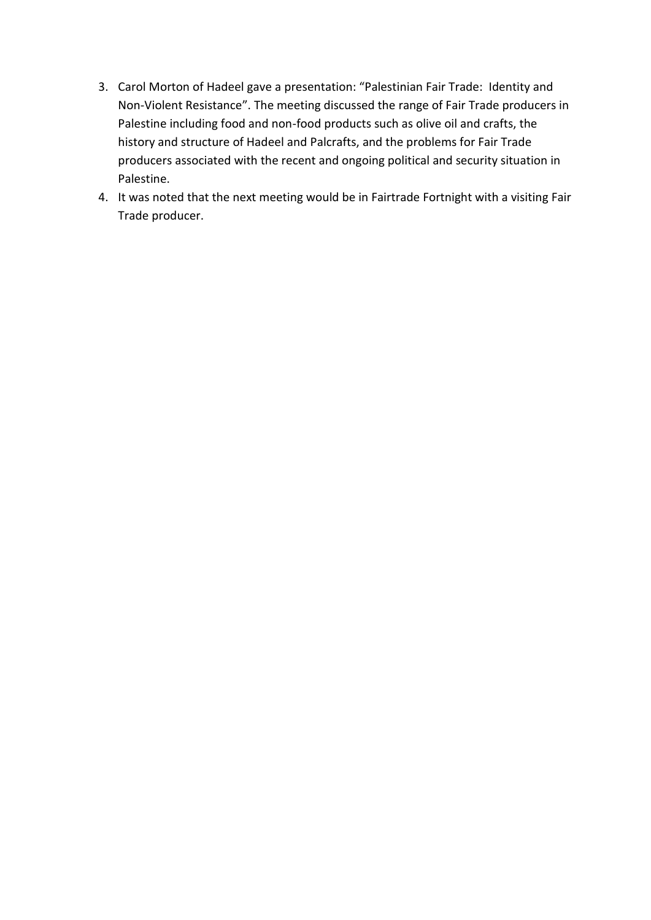3. Carol Morton of Hadeel gave a presentation: "Palestinian Fair Trade: Identity and Non-Violent Resistance". The meeting discussed the range of Fair Trade producers in Palestine including food and non-food products such as olive oil and crafts, the history and structure of Hadeel and Palcrafts, and the problems for Fair Trade producers associated with the recent and ongoing political and security situation in Palestine.
4. It was noted that the next meeting would be in Fairtrade Fortnight with a visiting Fair Trade producer.